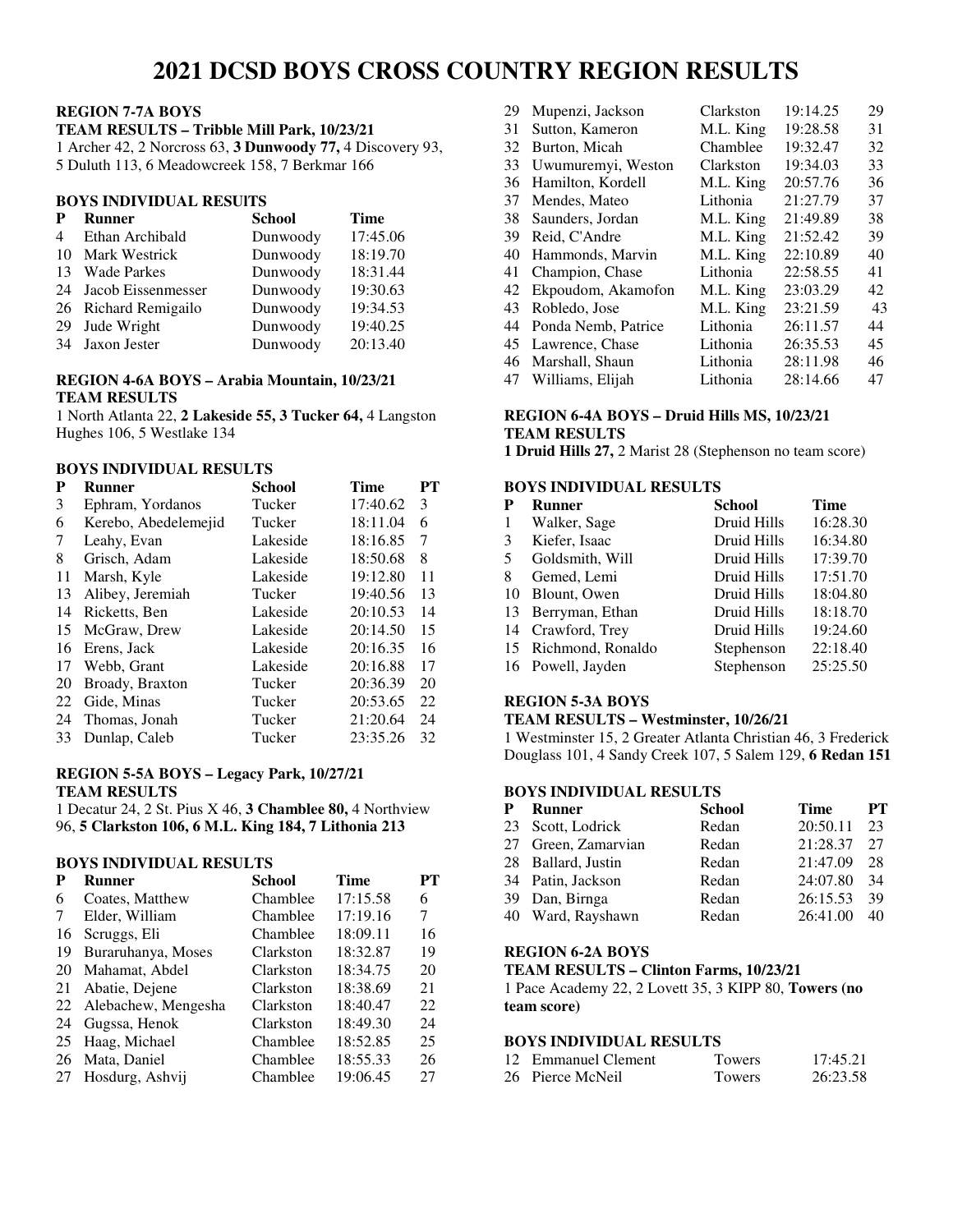# 2021 DCSD BOYS CROSS COUNTRY REGION RESULTS

**REGION 7-7A BOYS**

**TEAM RESULTS – Tribble Mill Park, 10/23/21**

1 Archer 42, 2 Norcross 63, **3 Dunwoody 77,** 4 Discovery 93, 5 Duluth 113, 6 Meadowcreek 158, 7 Berkmar 166

**BOYS INDIVIDUAL RESUITS**

| P | Runner | School | Time |
|---|---|---|---|
| 4 | Ethan Archibald | Dunwoody | 17:45.06 |
| 10 | Mark Westrick | Dunwoody | 18:19.70 |
| 13 | Wade Parkes | Dunwoody | 18:31.44 |
| 24 | Jacob Eissenmesser | Dunwoody | 19:30.63 |
| 26 | Richard Remigailo | Dunwoody | 19:34.53 |
| 29 | Jude Wright | Dunwoody | 19:40.25 |
| 34 | Jaxon Jester | Dunwoody | 20:13.40 |

**REGION 4-6A BOYS – Arabia Mountain, 10/23/21**

**TEAM RESULTS**

1 North Atlanta 22, **2 Lakeside 55, 3 Tucker 64,** 4 Langston Hughes 106, 5 Westlake 134

**BOYS INDIVIDUAL RESULTS**

| P | Runner | School | Time | PT |
|---|---|---|---|---|
| 3 | Ephram, Yordanos | Tucker | 17:40.62 | 3 |
| 6 | Kerebo, Abedelemejid | Tucker | 18:11.04 | 6 |
| 7 | Leahy, Evan | Lakeside | 18:16.85 | 7 |
| 8 | Grisch, Adam | Lakeside | 18:50.68 | 8 |
| 11 | Marsh, Kyle | Lakeside | 19:12.80 | 11 |
| 13 | Alibey, Jeremiah | Tucker | 19:40.56 | 13 |
| 14 | Ricketts, Ben | Lakeside | 20:10.53 | 14 |
| 15 | McGraw, Drew | Lakeside | 20:14.50 | 15 |
| 16 | Erens, Jack | Lakeside | 20:16.35 | 16 |
| 17 | Webb, Grant | Lakeside | 20:16.88 | 17 |
| 20 | Broady, Braxton | Tucker | 20:36.39 | 20 |
| 22 | Gide, Minas | Tucker | 20:53.65 | 22 |
| 24 | Thomas, Jonah | Tucker | 21:20.64 | 24 |
| 33 | Dunlap, Caleb | Tucker | 23:35.26 | 32 |

**REGION 5-5A BOYS – Legacy Park, 10/27/21**

**TEAM RESULTS**

1 Decatur 24, 2 St. Pius X 46, **3 Chamblee 80,** 4 Northview 96, **5 Clarkston 106, 6 M.L. King 184, 7 Lithonia 213**

**BOYS INDIVIDUAL RESULTS**

| P | Runner | School | Time | PT |
|---|---|---|---|---|
| 6 | Coates, Matthew | Chamblee | 17:15.58 | 6 |
| 7 | Elder, William | Chamblee | 17:19.16 | 7 |
| 16 | Scruggs, Eli | Chamblee | 18:09.11 | 16 |
| 19 | Buraruhanya, Moses | Clarkston | 18:32.87 | 19 |
| 20 | Mahamat, Abdel | Clarkston | 18:34.75 | 20 |
| 21 | Abatie, Dejene | Clarkston | 18:38.69 | 21 |
| 22 | Alebachew, Mengesha | Clarkston | 18:40.47 | 22 |
| 24 | Gugssa, Henok | Clarkston | 18:49.30 | 24 |
| 25 | Haag, Michael | Chamblee | 18:52.85 | 25 |
| 26 | Mata, Daniel | Chamblee | 18:55.33 | 26 |
| 27 | Hosdurg, Ashvij | Chamblee | 19:06.45 | 27 |
| 29 | Mupenzi, Jackson | Clarkston | 19:14.25 | 29 |
| 31 | Sutton, Kameron | M.L. King | 19:28.58 | 31 |
| 32 | Burton, Micah | Chamblee | 19:32.47 | 32 |
| 33 | Uwumuremyi, Weston | Clarkston | 19:34.03 | 33 |
| 36 | Hamilton, Kordell | M.L. King | 20:57.76 | 36 |
| 37 | Mendes, Mateo | Lithonia | 21:27.79 | 37 |
| 38 | Saunders, Jordan | M.L. King | 21:49.89 | 38 |
| 39 | Reid, C'Andre | M.L. King | 21:52.42 | 39 |
| 40 | Hammonds, Marvin | M.L. King | 22:10.89 | 40 |
| 41 | Champion, Chase | Lithonia | 22:58.55 | 41 |
| 42 | Ekpoudom, Akamofon | M.L. King | 23:03.29 | 42 |
| 43 | Robledo, Jose | M.L. King | 23:21.59 | 43 |
| 44 | Ponda Nemb, Patrice | Lithonia | 26:11.57 | 44 |
| 45 | Lawrence, Chase | Lithonia | 26:35.53 | 45 |
| 46 | Marshall, Shaun | Lithonia | 28:11.98 | 46 |
| 47 | Williams, Elijah | Lithonia | 28:14.66 | 47 |

**REGION 6-4A BOYS – Druid Hills MS, 10/23/21**

**TEAM RESULTS**

**1 Druid Hills 27,** 2 Marist 28 (Stephenson no team score)

**BOYS INDIVIDUAL RESULTS**

| P | Runner | School | Time |
|---|---|---|---|
| 1 | Walker, Sage | Druid Hills | 16:28.30 |
| 3 | Kiefer, Isaac | Druid Hills | 16:34.80 |
| 5 | Goldsmith, Will | Druid Hills | 17:39.70 |
| 8 | Gemed, Lemi | Druid Hills | 17:51.70 |
| 10 | Blount, Owen | Druid Hills | 18:04.80 |
| 13 | Berryman, Ethan | Druid Hills | 18:18.70 |
| 14 | Crawford, Trey | Druid Hills | 19:24.60 |
| 15 | Richmond, Ronaldo | Stephenson | 22:18.40 |
| 16 | Powell, Jayden | Stephenson | 25:25.50 |

**REGION 5-3A BOYS**

**TEAM RESULTS – Westminster, 10/26/21**

1 Westminster 15, 2 Greater Atlanta Christian 46, 3 Frederick Douglass 101, 4 Sandy Creek 107, 5 Salem 129, **6 Redan 151**

**BOYS INDIVIDUAL RESULTS**

| P | Runner | School | Time | PT |
|---|---|---|---|---|
| 23 | Scott, Lodrick | Redan | 20:50.11 | 23 |
| 27 | Green, Zamarvian | Redan | 21:28.37 | 27 |
| 28 | Ballard, Justin | Redan | 21:47.09 | 28 |
| 34 | Patin, Jackson | Redan | 24:07.80 | 34 |
| 39 | Dan, Birnga | Redan | 26:15.53 | 39 |
| 40 | Ward, Rayshawn | Redan | 26:41.00 | 40 |

**REGION 6-2A BOYS**

**TEAM RESULTS – Clinton Farms, 10/23/21**

1 Pace Academy 22, 2 Lovett 35, 3 KIPP 80, **Towers (no team score)**

**BOYS INDIVIDUAL RESULTS**

| P | Runner | School | Time |
|---|---|---|---|
| 12 | Emmanuel Clement | Towers | 17:45.21 |
| 26 | Pierce McNeil | Towers | 26:23.58 |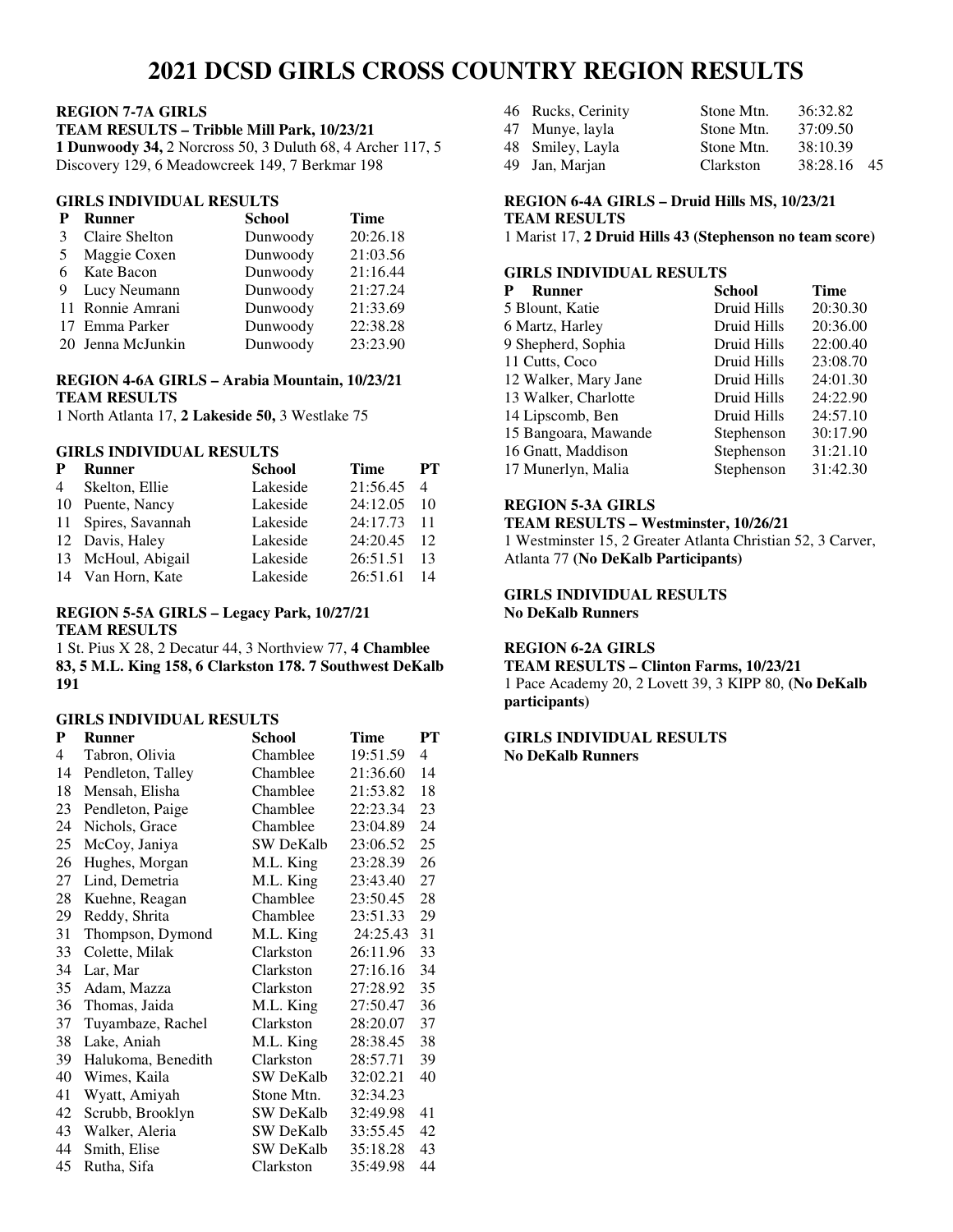# 2021 DCSD GIRLS CROSS COUNTRY REGION RESULTS

**REGION 7-7A GIRLS**

**TEAM RESULTS – Tribble Mill Park, 10/23/21**

**1 Dunwoody 34,** 2 Norcross 50, 3 Duluth 68, 4 Archer 117, 5 Discovery 129, 6 Meadowcreek 149, 7 Berkmar 198

**GIRLS INDIVIDUAL RESULTS**

| P | Runner | School | Time |
|---|---|---|---|
| 3 | Claire Shelton | Dunwoody | 20:26.18 |
| 5 | Maggie Coxen | Dunwoody | 21:03.56 |
| 6 | Kate Bacon | Dunwoody | 21:16.44 |
| 9 | Lucy Neumann | Dunwoody | 21:27.24 |
| 11 | Ronnie Amrani | Dunwoody | 21:33.69 |
| 17 | Emma Parker | Dunwoody | 22:38.28 |
| 20 | Jenna McJunkin | Dunwoody | 23:23.90 |

**REGION 4-6A GIRLS – Arabia Mountain, 10/23/21**

**TEAM RESULTS**

1 North Atlanta 17, **2 Lakeside 50,** 3 Westlake 75

**GIRLS INDIVIDUAL RESULTS**

| P | Runner | School | Time | PT |
|---|---|---|---|---|
| 4 | Skelton, Ellie | Lakeside | 21:56.45 | 4 |
| 10 | Puente, Nancy | Lakeside | 24:12.05 | 10 |
| 11 | Spires, Savannah | Lakeside | 24:17.73 | 11 |
| 12 | Davis, Haley | Lakeside | 24:20.45 | 12 |
| 13 | McHoul, Abigail | Lakeside | 26:51.51 | 13 |
| 14 | Van Horn, Kate | Lakeside | 26:51.61 | 14 |

**REGION 5-5A GIRLS – Legacy Park, 10/27/21**

**TEAM RESULTS**

1 St. Pius X 28, 2 Decatur 44, 3 Northview 77, **4 Chamblee 83, 5 M.L. King 158, 6 Clarkston 178. 7 Southwest DeKalb 191**

**GIRLS INDIVIDUAL RESULTS**

| P | Runner | School | Time | PT |
|---|---|---|---|---|
| 4 | Tabron, Olivia | Chamblee | 19:51.59 | 4 |
| 14 | Pendleton, Talley | Chamblee | 21:36.60 | 14 |
| 18 | Mensah, Elisha | Chamblee | 21:53.82 | 18 |
| 23 | Pendleton, Paige | Chamblee | 22:23.34 | 23 |
| 24 | Nichols, Grace | Chamblee | 23:04.89 | 24 |
| 25 | McCoy, Janiya | SW DeKalb | 23:06.52 | 25 |
| 26 | Hughes, Morgan | M.L. King | 23:28.39 | 26 |
| 27 | Lind, Demetria | M.L. King | 23:43.40 | 27 |
| 28 | Kuehne, Reagan | Chamblee | 23:50.45 | 28 |
| 29 | Reddy, Shrita | Chamblee | 23:51.33 | 29 |
| 31 | Thompson, Dymond | M.L. King | 24:25.43 | 31 |
| 33 | Colette, Milak | Clarkston | 26:11.96 | 33 |
| 34 | Lar, Mar | Clarkston | 27:16.16 | 34 |
| 35 | Adam, Mazza | Clarkston | 27:28.92 | 35 |
| 36 | Thomas, Jaida | M.L. King | 27:50.47 | 36 |
| 37 | Tuyambaze, Rachel | Clarkston | 28:20.07 | 37 |
| 38 | Lake, Aniah | M.L. King | 28:38.45 | 38 |
| 39 | Halukoma, Benedith | Clarkston | 28:57.71 | 39 |
| 40 | Wimes, Kaila | SW DeKalb | 32:02.21 | 40 |
| 41 | Wyatt, Amiyah | Stone Mtn. | 32:34.23 | |
| 42 | Scrubb, Brooklyn | SW DeKalb | 32:49.98 | 41 |
| 43 | Walker, Aleria | SW DeKalb | 33:55.45 | 42 |
| 44 | Smith, Elise | SW DeKalb | 35:18.28 | 43 |
| 45 | Rutha, Sifa | Clarkston | 35:49.98 | 44 |
| 46 | Rucks, Cerinity | Stone Mtn. | 36:32.82 | |
| 47 | Munye, layla | Stone Mtn. | 37:09.50 | |
| 48 | Smiley, Layla | Stone Mtn. | 38:10.39 | |
| 49 | Jan, Marjan | Clarkston | 38:28.16 | 45 |

**REGION 6-4A GIRLS – Druid Hills MS, 10/23/21**

**TEAM RESULTS**

1 Marist 17, **2 Druid Hills 43 (Stephenson no team score)**

**GIRLS INDIVIDUAL RESULTS**

| P | Runner | School | Time |
|---|---|---|---|
| 5 | Blount, Katie | Druid Hills | 20:30.30 |
| 6 | Martz, Harley | Druid Hills | 20:36.00 |
| 9 | Shepherd, Sophia | Druid Hills | 22:00.40 |
| 11 | Cutts, Coco | Druid Hills | 23:08.70 |
| 12 | Walker, Mary Jane | Druid Hills | 24:01.30 |
| 13 | Walker, Charlotte | Druid Hills | 24:22.90 |
| 14 | Lipscomb, Ben | Druid Hills | 24:57.10 |
| 15 | Bangoara, Mawande | Stephenson | 30:17.90 |
| 16 | Gnatt, Maddison | Stephenson | 31:21.10 |
| 17 | Munerlyn, Malia | Stephenson | 31:42.30 |

**REGION 5-3A GIRLS**

**TEAM RESULTS – Westminster, 10/26/21**

1 Westminster 15, 2 Greater Atlanta Christian 52, 3 Carver, Atlanta 77 (**No DeKalb Participants**)

**GIRLS INDIVIDUAL RESULTS**

**No DeKalb Runners**

**REGION 6-2A GIRLS**

**TEAM RESULTS – Clinton Farms, 10/23/21**

1 Pace Academy 20, 2 Lovett 39, 3 KIPP 80, (**No DeKalb participants**)

**GIRLS INDIVIDUAL RESULTS**

**No DeKalb Runners**